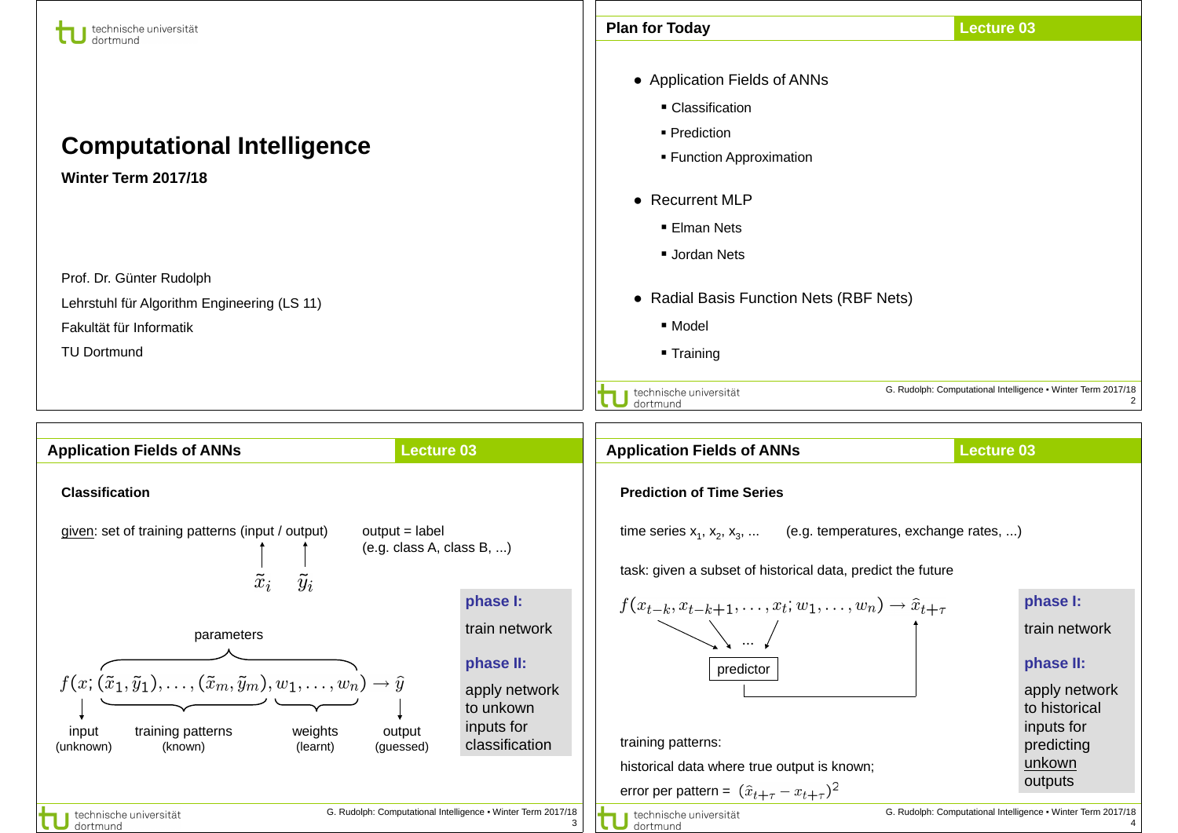# Computational Intelligence

**Winter Term 2017/18**

Prof. Dr. Günter Rudolph

Lehrstuhl für Algorithm Engineering (LS 11)

Fakultät für Informatik

TU Dortmund

---

## Plan for Today

- Application Fields of ANNs
  - Classification
  - Prediction
  - Function Approximation
- Recurrent MLP
  - Elman Nets
  - Jordan Nets
- Radial Basis Function Nets (RBF Nets)
  - Model
  - Training

---

## Application Fields of ANNs

### Classification

given: set of training patterns (input / output) — $\tilde{x}_i$, $\tilde{y}_i$

output = label (e.g. class A, class B, ...)

$$f(x; (\tilde{x}_1, \tilde{y}_1), \ldots, (\tilde{x}_m, \tilde{y}_m), w_1, \ldots, w_n) \to \hat{y}$$

- parameters: $(\tilde{x}_1, \tilde{y}_1), \ldots, (\tilde{x}_m, \tilde{y}_m), w_1, \ldots, w_n$
- input $x$ (unknown)
- training patterns (known)
- weights (learnt)
- output $\hat{y}$ (guessed)

**phase I:** train network

**phase II:** apply network to unkown inputs for classification

---

## Application Fields of ANNs

### Prediction of Time Series

time series $x_1, x_2, x_3, \ldots$ (e.g. temperatures, exchange rates, ...)

task: given a subset of historical data, predict the future

$$f(x_{t-k}, x_{t-k+1}, \ldots, x_t; w_1, \ldots, w_n) \to \hat{x}_{t+\tau}$$

(inputs $x_{t-k}, \ldots, x_t$ → predictor → $\hat{x}_{t+\tau}$)

training patterns:

historical data where true output is known;

error per pattern = $(\hat{x}_{t+\tau} - x_{t+\tau})^2$

**phase I:** train network

**phase II:** apply network to historical inputs for predicting unkown outputs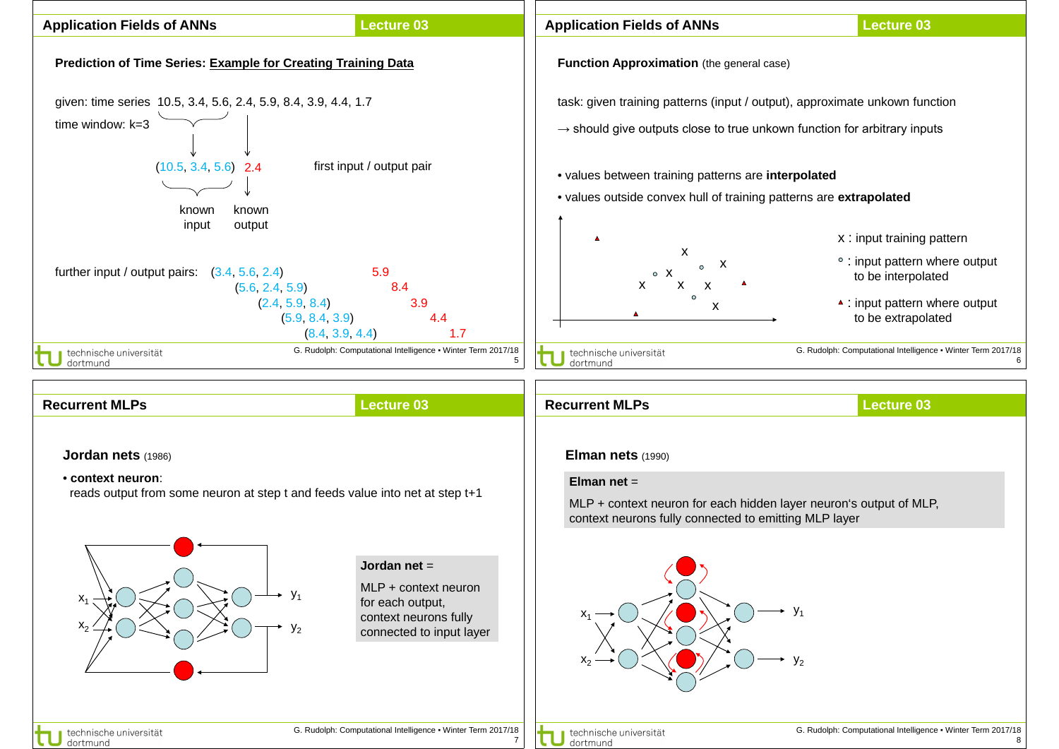## Application Fields of ANNs

### Prediction of Time Series: Example for Creating Training Data

given: time series 10.5, 3.4, 5.6, 2.4, 5.9, 8.4, 3.9, 4.4, 1.7

time window: k=3

(10.5, 3.4, 5.6) 2.4 — first input / output pair

known input — known output

further input / output pairs:

| input | output |
|---|---|
| (3.4, 5.6, 2.4) | 5.9 |
| (5.6, 2.4, 5.9) | 8.4 |
| (2.4, 5.9, 8.4) | 3.9 |
| (5.9, 8.4, 3.9) | 4.4 |
| (8.4, 3.9, 4.4) | 1.7 |

## Application Fields of ANNs

### Function Approximation (the general case)

task: given training patterns (input / output), approximate unkown function

→ should give outputs close to true unkown function for arbitrary inputs

- values between training patterns are **interpolated**
- values outside convex hull of training patterns are **extrapolated**

x : input training pattern

° : input pattern where output to be interpolated

▲ : input pattern where output to be extrapolated

## Recurrent MLPs

### Jordan nets (1986)

- **context neuron**:
  reads output from some neuron at step t and feeds value into net at step t+1

$x_1$, $x_2$ → $y_1$, $y_2$

**Jordan net** =

MLP + context neuron for each output, context neurons fully connected to input layer

## Recurrent MLPs

### Elman nets (1990)

**Elman net** =

MLP + context neuron for each hidden layer neuron's output of MLP, context neurons fully connected to emitting MLP layer

$x_1$, $x_2$ → $y_1$, $y_2$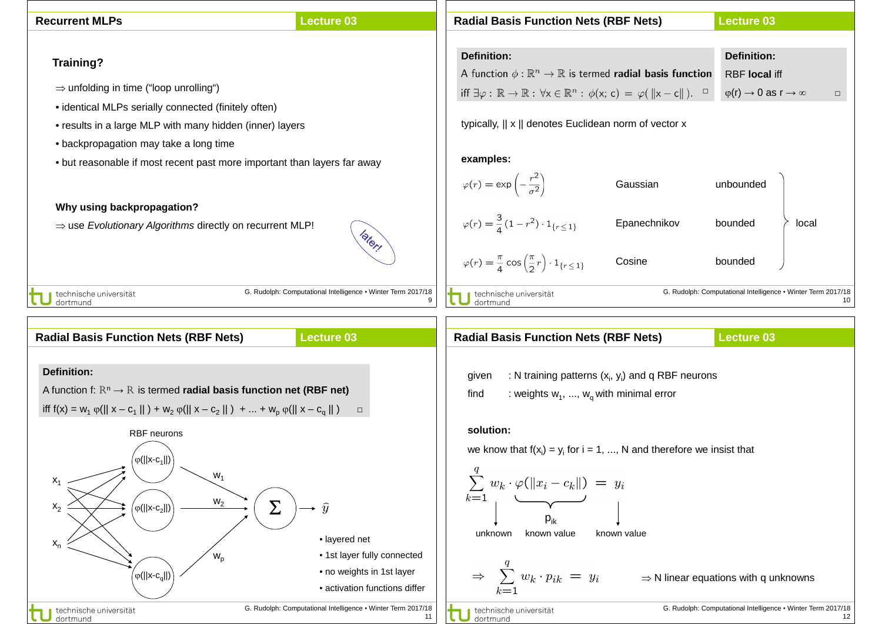## Recurrent MLPs

**Training?**

⇒ unfolding in time ("loop unrolling")

- identical MLPs serially connected (finitely often)
- results in a large MLP with many hidden (inner) layers
- backpropagation may take a long time
- but reasonable if most recent past more important than layers far away

**Why using backpropagation?**

⇒ use *Evolutionary Algorithms* directly on recurrent MLP!

later!

## Radial Basis Function Nets (RBF Nets)

**Definition:**

A function $\phi : \mathbb{R}^n \to \mathbb{R}$ is termed **radial basis function** iff $\exists \varphi : \mathbb{R} \to \mathbb{R} : \forall x \in \mathbb{R}^n : \phi(x; c) = \varphi(\|x - c\|)$. □

**Definition:**

RBF **local** iff $\varphi(r) \to 0$ as $r \to \infty$ □

typically, || x || denotes Euclidean norm of vector x

**examples:**

| | | | |
|---|---|---|---|
| $\varphi(r) = \exp\left(-\frac{r^2}{\sigma^2}\right)$ | Gaussian | unbounded | local |
| $\varphi(r) = \frac{3}{4}(1 - r^2) \cdot 1_{\{r \le 1\}}$ | Epanechnikov | bounded | local |
| $\varphi(r) = \frac{\pi}{4} \cos\left(\frac{\pi}{2} r\right) \cdot 1_{\{r \le 1\}}$ | Cosine | bounded | local |

## Radial Basis Function Nets (RBF Nets)

**Definition:**

A function $f: \mathbb{R}^n \to \mathbb{R}$ is termed **radial basis function net (RBF net)** iff $f(x) = w_1 \varphi(\|x - c_1\|) + w_2 \varphi(\|x - c_2\|) + \ldots + w_p \varphi(\|x - c_q\|)$ □

RBF neurons

$x_1$, $x_2$, $x_n$ → $\varphi(\|x-c_1\|)$, $\varphi(\|x-c_2\|)$, $\varphi(\|x-c_q\|)$ → $w_1$, $w_2$, $w_p$ → Σ → $\hat{y}$

- layered net
- 1st layer fully connected
- no weights in 1st layer
- activation functions differ

## Radial Basis Function Nets (RBF Nets)

given : N training patterns $(x_i, y_i)$ and q RBF neurons

find : weights $w_1, \ldots, w_q$ with minimal error

**solution:**

we know that $f(x_i) = y_i$ for i = 1, ..., N and therefore we insist that

$$\sum_{k=1}^{q} w_k \cdot \underbrace{\varphi(\|x_i - c_k\|)}_{p_{ik}} = y_i$$

$w_k$: unknown; $p_{ik}$: known value; $y_i$: known value

$$\Rightarrow \sum_{k=1}^{q} w_k \cdot p_{ik} = y_i$$

⇒ N linear equations with q unknowns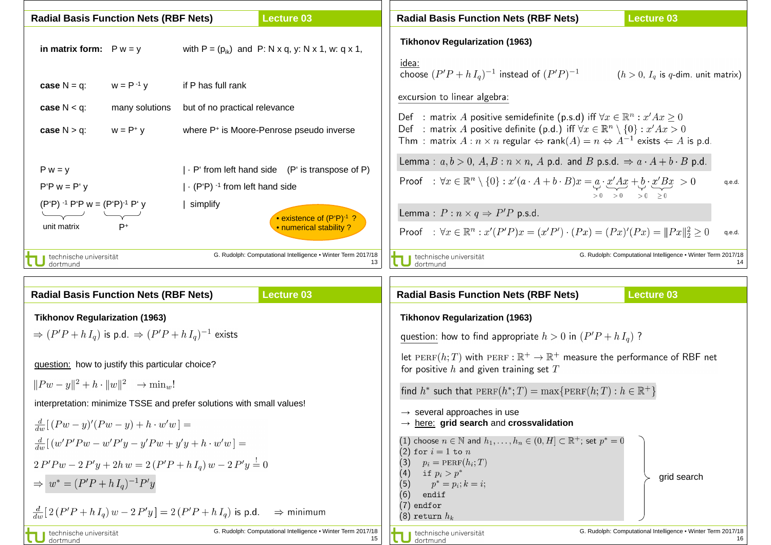## Radial Basis Function Nets (RBF Nets) — Lecture 03

**in matrix form:** $P w = y$ with $P = (p_{ik})$ and $P$: N x q, y: N x 1, w: q x 1,

**case** N = q: $w = P^{-1} y$ if P has full rank

**case** N < q: many solutions but of no practical relevance

**case** N > q: $w = P^+ y$ where $P^+$ is Moore-Penrose pseudo inverse

$P w = y$ | · P' from left hand side (P' is transpose of P)

$P'P w = P' y$ | · $(P'P)^{-1}$ from left hand side

$(P'P)^{-1} P'P w = (P'P)^{-1} P' y$ | simplify

($(P'P)^{-1} P'P$ = unit matrix, $(P'P)^{-1} P'$ = $P^+$)

- existence of $(P'P)^{-1}$ ?
- numerical stability ?

## Radial Basis Function Nets (RBF Nets) — Lecture 03

**Tikhonov Regularization (1963)**

idea:
choose $(P'P + h\, I_q)^{-1}$ instead of $(P'P)^{-1}$ ($h > 0$, $I_q$ is $q$-dim. unit matrix)

excursion to linear algebra:

Def : matrix $A$ positive semidefinite (p.s.d) iff $\forall x \in \mathbb{R}^n : x'Ax \geq 0$

Def : matrix $A$ positive definite (p.d.) iff $\forall x \in \mathbb{R}^n \setminus \{0\} : x'Ax > 0$

Thm : matrix $A : n \times n$ regular $\Leftrightarrow$ rank$(A) = n \Leftrightarrow A^{-1}$ exists $\Leftarrow A$ is p.d.

Lemma : $a, b > 0$, $A, B : n \times n$, $A$ p.d. and $B$ p.s.d. $\Rightarrow a \cdot A + b \cdot B$ p.d.

Proof : $\forall x \in \mathbb{R}^n \setminus \{0\} : x'(a \cdot A + b \cdot B)x = \underbrace{a}_{>0} \cdot \underbrace{x'Ax}_{>0} + \underbrace{b}_{>0} \cdot \underbrace{x'Bx}_{\geq 0} > 0$ q.e.d.

Lemma : $P : n \times q \Rightarrow P'P$ p.s.d.

Proof : $\forall x \in \mathbb{R}^n : x'(P'P)x = (x'P') \cdot (Px) = (Px)'(Px) = \|Px\|_2^2 \geq 0$ q.e.d.

## Radial Basis Function Nets (RBF Nets) — Lecture 03

**Tikhonov Regularization (1963)**

$\Rightarrow (P'P + h\, I_q)$ is p.d. $\Rightarrow (P'P + h\, I_q)^{-1}$ exists

question: how to justify this particular choice?

$\|Pw - y\|^2 + h \cdot \|w\|^2 \quad \to \min_w!$

interpretation: minimize TSSE and prefer solutions with small values!

$\frac{d}{dw}[\,(Pw - y)'(Pw - y) + h \cdot w'w\,] =$

$\frac{d}{dw}[\,(w'P'Pw - w'P'y - y'Pw + y'y + h \cdot w'w\,] =$

$2\,P'Pw - 2\,P'y + 2h\,w = 2\,(P'P + h\,I_q)\,w - 2\,P'y \stackrel{!}{=} 0$

$\Rightarrow w^* = (P'P + h\,I_q)^{-1}P'y$

$\frac{d}{dw}[\,2\,(P'P + h\,I_q)\,w - 2\,P'y] = 2\,(P'P + h\,I_q)$ is p.d. $\Rightarrow$ minimum

## Radial Basis Function Nets (RBF Nets) — Lecture 03

**Tikhonov Regularization (1963)**

question: how to find appropriate $h > 0$ in $(P'P + h\,I_q)$ ?

let $\text{PERF}(h; T)$ with $\text{PERF} : \mathbb{R}^+ \to \mathbb{R}^+$ measure the performance of RBF net for positive $h$ and given training set $T$

find $h^*$ such that $\text{PERF}(h^*; T) = \max\{\text{PERF}(h; T) : h \in \mathbb{R}^+\}$

→ several approaches in use
→ here: **grid search** and **crossvalidation**

grid search:

```
(1) choose n ∈ ℕ and h_1, ..., h_n ∈ (0, H] ⊂ ℝ+; set p* = 0
(2) for i = 1 to n
(3)     p_i = PERF(h_i; T)
(4)     if p_i > p*
(5)         p* = p_i; k = i;
(6)     endif
(7) endfor
(8) return h_k
```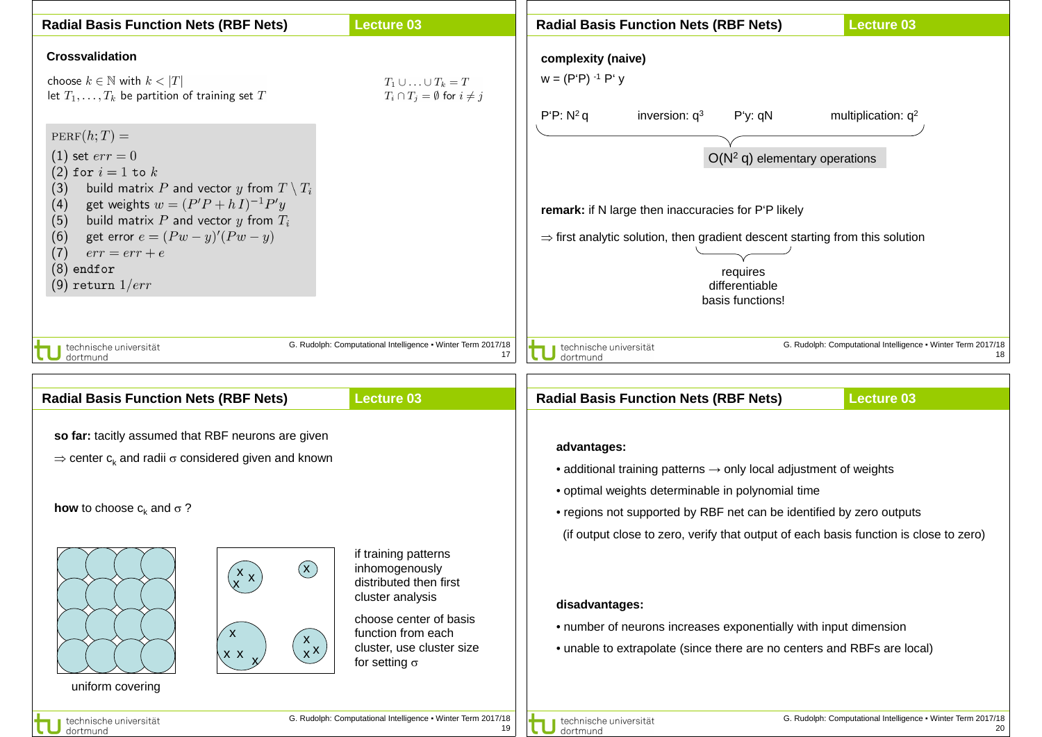## Radial Basis Function Nets (RBF Nets)

**Lecture 03**

### Crossvalidation

choose $k \in \mathbb{N}$ with $k < |T|$

let $T_1, \ldots, T_k$ be partition of training set $T$

$T_1 \cup \ldots \cup T_k = T$

$T_i \cap T_j = \emptyset$ for $i \neq j$

$\text{PERF}(h; T) =$

(1) set $err = 0$
(2) for $i = 1$ to $k$
(3) build matrix $P$ and vector $y$ from $T \setminus T_i$
(4) get weights $w = (P'P + h\,I)^{-1} P'y$
(5) build matrix $P$ and vector $y$ from $T_i$
(6) get error $e = (Pw - y)'(Pw - y)$
(7) $err = err + e$
(8) endfor
(9) return $1/err$

## Radial Basis Function Nets (RBF Nets)

**Lecture 03**

**complexity (naive)**

$w = (P'P)^{-1} P' y$

P'P: $N^2 q$ inversion: $q^3$ P'y: $qN$ multiplication: $q^2$

$O(N^2 q)$ elementary operations

**remark:** if N large then inaccuracies for P'P likely

$\Rightarrow$ first analytic solution, then gradient descent starting from this solution

requires differentiable basis functions!

## Radial Basis Function Nets (RBF Nets)

**Lecture 03**

**so far:** tacitly assumed that RBF neurons are given

$\Rightarrow$ center $c_k$ and radii $\sigma$ considered given and known

**how** to choose $c_k$ and $\sigma$ ?

uniform covering

if training patterns inhomogeneously distributed then first cluster analysis

choose center of basis function from each cluster, use cluster size for setting $\sigma$

## Radial Basis Function Nets (RBF Nets)

**Lecture 03**

**advantages:**

- additional training patterns $\rightarrow$ only local adjustment of weights
- optimal weights determinable in polynomial time
- regions not supported by RBF net can be identified by zero outputs
  (if output close to zero, verify that output of each basis function is close to zero)

**disadvantages:**

- number of neurons increases exponentially with input dimension
- unable to extrapolate (since there are no centers and RBFs are local)